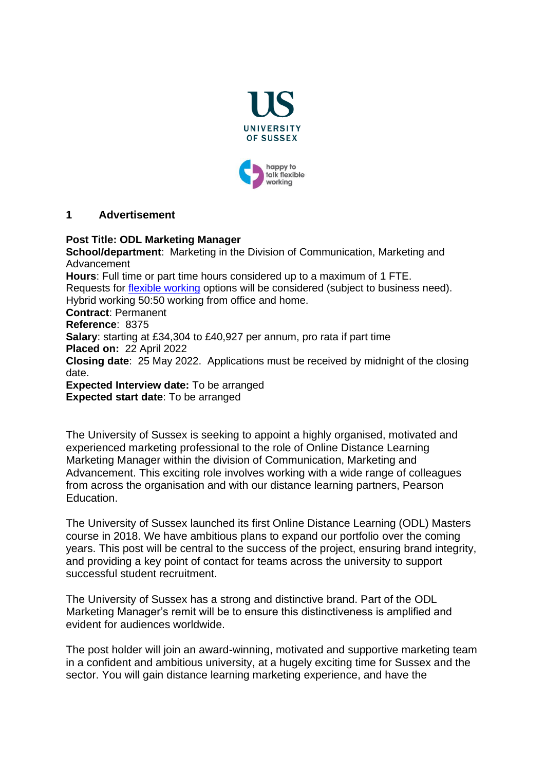UNIVERSITY OF SUSSEX

happy to talk flexible working

## 1 Advertisement

**Post Title: ODL Marketing Manager**
**School/department**: Marketing in the Division of Communication, Marketing and Advancement
**Hours**: Full time or part time hours considered up to a maximum of 1 FTE.
Requests for flexible working options will be considered (subject to business need).
Hybrid working 50:50 working from office and home.
**Contract**: Permanent
**Reference**: 8375
**Salary**: starting at £34,304 to £40,927 per annum, pro rata if part time
**Placed on:** 22 April 2022
**Closing date**: 25 May 2022. Applications must be received by midnight of the closing date.
**Expected Interview date:** To be arranged
**Expected start date**: To be arranged

The University of Sussex is seeking to appoint a highly organised, motivated and experienced marketing professional to the role of Online Distance Learning Marketing Manager within the division of Communication, Marketing and Advancement. This exciting role involves working with a wide range of colleagues from across the organisation and with our distance learning partners, Pearson Education.

The University of Sussex launched its first Online Distance Learning (ODL) Masters course in 2018. We have ambitious plans to expand our portfolio over the coming years. This post will be central to the success of the project, ensuring brand integrity, and providing a key point of contact for teams across the university to support successful student recruitment.

The University of Sussex has a strong and distinctive brand. Part of the ODL Marketing Manager's remit will be to ensure this distinctiveness is amplified and evident for audiences worldwide.

The post holder will join an award-winning, motivated and supportive marketing team in a confident and ambitious university, at a hugely exciting time for Sussex and the sector. You will gain distance learning marketing experience, and have the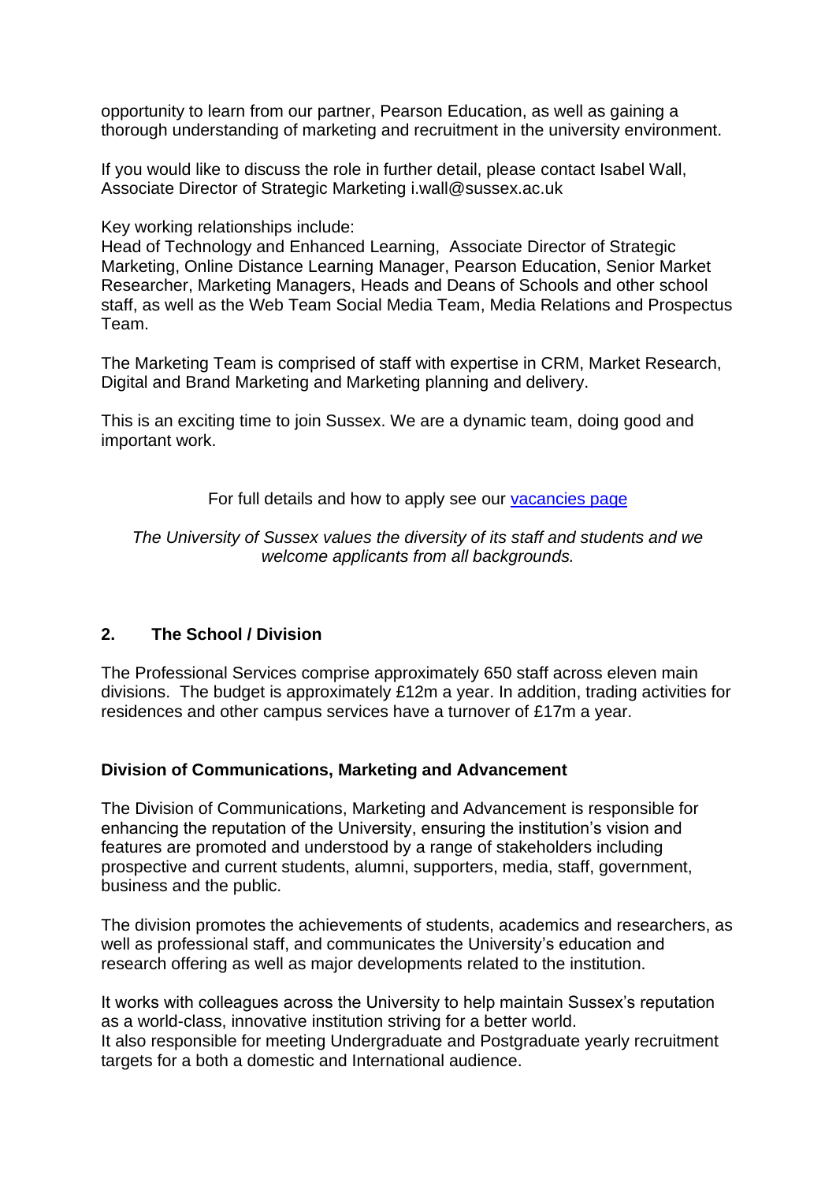opportunity to learn from our partner, Pearson Education, as well as gaining a thorough understanding of marketing and recruitment in the university environment.

If you would like to discuss the role in further detail, please contact Isabel Wall, Associate Director of Strategic Marketing i.wall@sussex.ac.uk

Key working relationships include:
Head of Technology and Enhanced Learning, Associate Director of Strategic Marketing, Online Distance Learning Manager, Pearson Education, Senior Market Researcher, Marketing Managers, Heads and Deans of Schools and other school staff, as well as the Web Team Social Media Team, Media Relations and Prospectus Team.

The Marketing Team is comprised of staff with expertise in CRM, Market Research, Digital and Brand Marketing and Marketing planning and delivery.

This is an exciting time to join Sussex. We are a dynamic team, doing good and important work.

For full details and how to apply see our vacancies page

*The University of Sussex values the diversity of its staff and students and we welcome applicants from all backgrounds.*

## 2. The School / Division

The Professional Services comprise approximately 650 staff across eleven main divisions. The budget is approximately £12m a year. In addition, trading activities for residences and other campus services have a turnover of £17m a year.

### Division of Communications, Marketing and Advancement

The Division of Communications, Marketing and Advancement is responsible for enhancing the reputation of the University, ensuring the institution's vision and features are promoted and understood by a range of stakeholders including prospective and current students, alumni, supporters, media, staff, government, business and the public.

The division promotes the achievements of students, academics and researchers, as well as professional staff, and communicates the University's education and research offering as well as major developments related to the institution.

It works with colleagues across the University to help maintain Sussex's reputation as a world-class, innovative institution striving for a better world.
It also responsible for meeting Undergraduate and Postgraduate yearly recruitment targets for a both a domestic and International audience.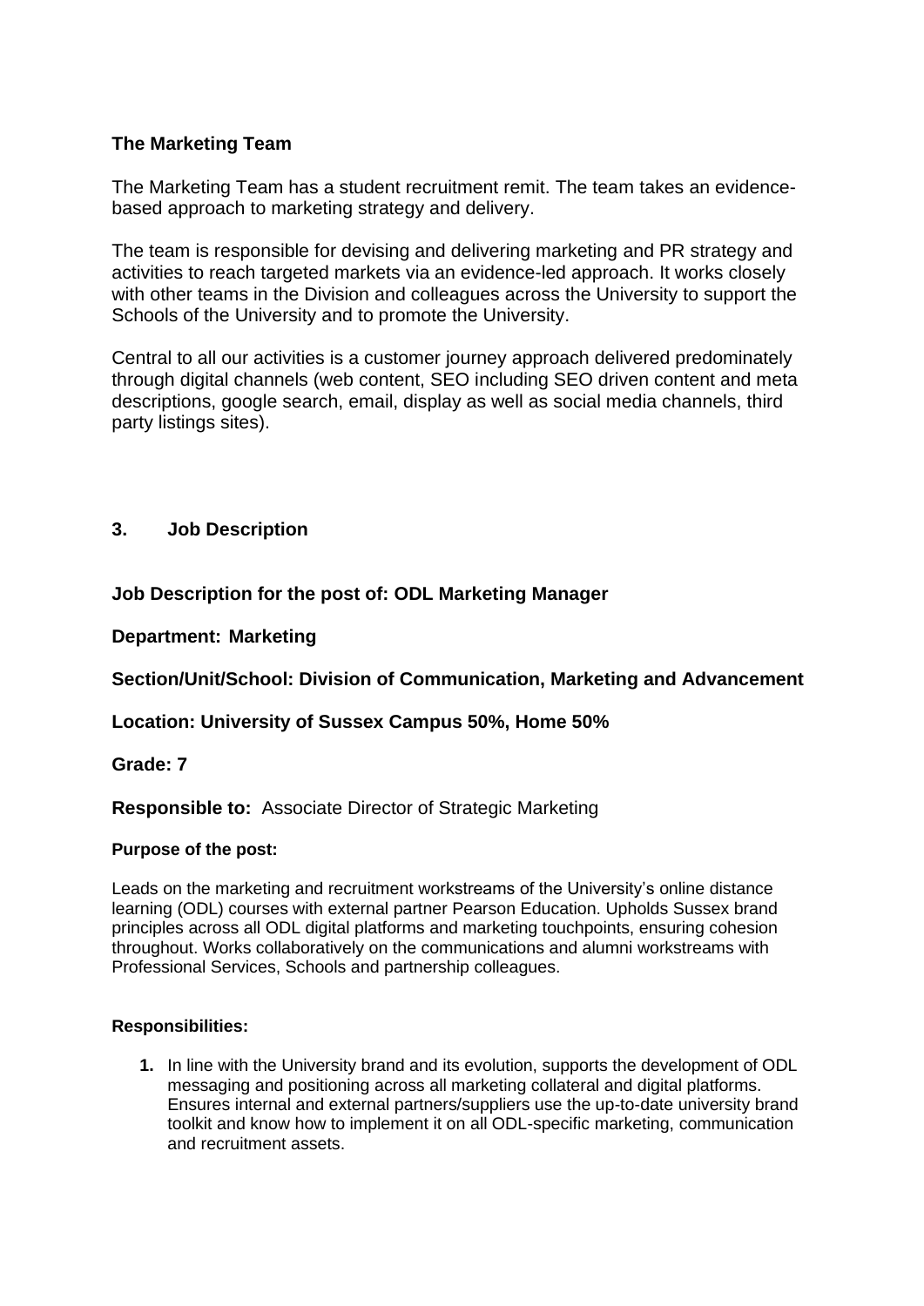**The Marketing Team**

The Marketing Team has a student recruitment remit. The team takes an evidence-based approach to marketing strategy and delivery.

The team is responsible for devising and delivering marketing and PR strategy and activities to reach targeted markets via an evidence-led approach. It works closely with other teams in the Division and colleagues across the University to support the Schools of the University and to promote the University.

Central to all our activities is a customer journey approach delivered predominately through digital channels (web content, SEO including SEO driven content and meta descriptions, google search, email, display as well as social media channels, third party listings sites).

## 3. Job Description

**Job Description for the post of: ODL Marketing Manager**

**Department: Marketing**

**Section/Unit/School: Division of Communication, Marketing and Advancement**

**Location: University of Sussex Campus 50%, Home 50%**

**Grade: 7**

**Responsible to:** Associate Director of Strategic Marketing

**Purpose of the post:**

Leads on the marketing and recruitment workstreams of the University's online distance learning (ODL) courses with external partner Pearson Education. Upholds Sussex brand principles across all ODL digital platforms and marketing touchpoints, ensuring cohesion throughout. Works collaboratively on the communications and alumni workstreams with Professional Services, Schools and partnership colleagues.

**Responsibilities:**

1. In line with the University brand and its evolution, supports the development of ODL messaging and positioning across all marketing collateral and digital platforms. Ensures internal and external partners/suppliers use the up-to-date university brand toolkit and know how to implement it on all ODL-specific marketing, communication and recruitment assets.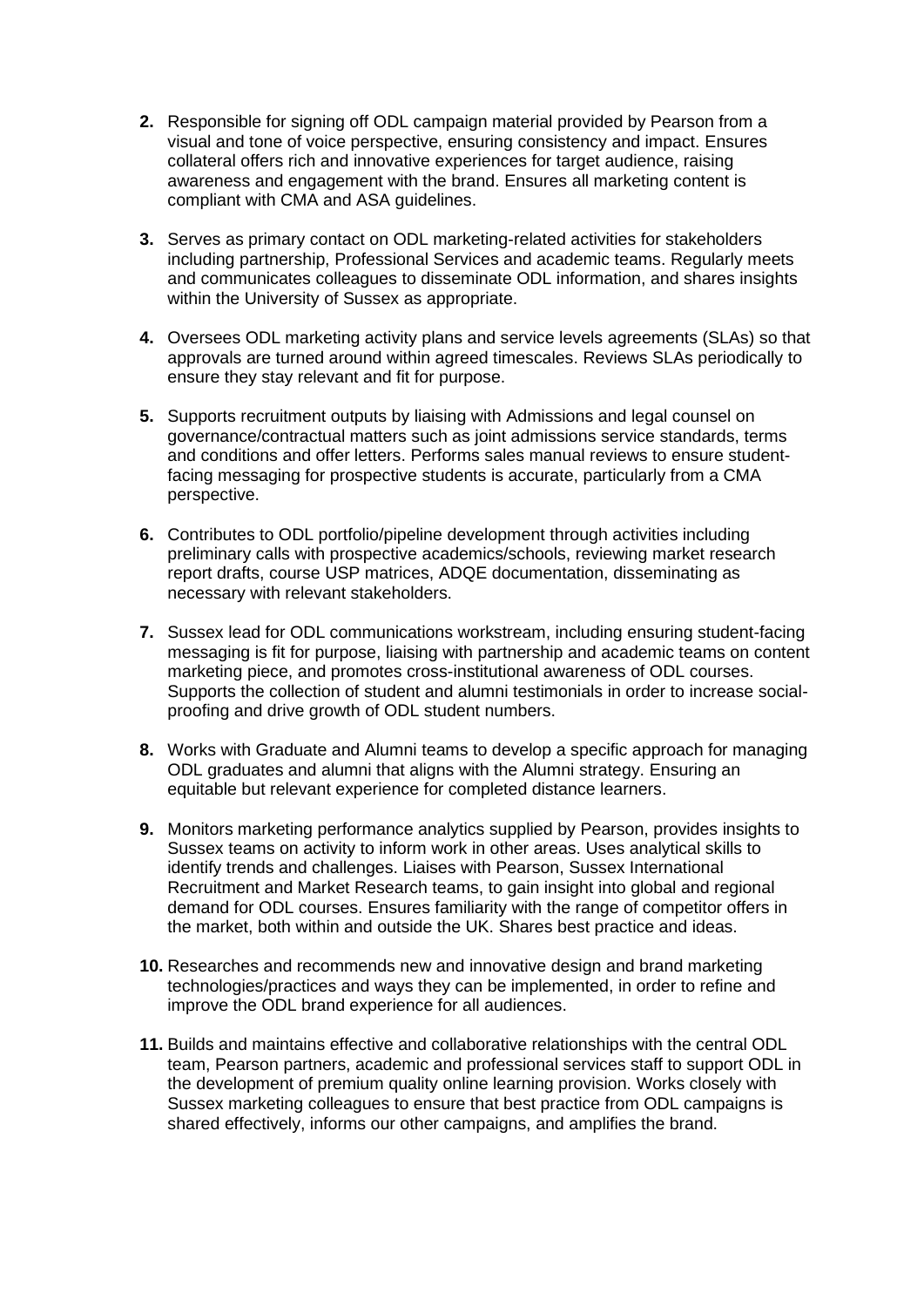2. Responsible for signing off ODL campaign material provided by Pearson from a visual and tone of voice perspective, ensuring consistency and impact. Ensures collateral offers rich and innovative experiences for target audience, raising awareness and engagement with the brand. Ensures all marketing content is compliant with CMA and ASA guidelines.

3. Serves as primary contact on ODL marketing-related activities for stakeholders including partnership, Professional Services and academic teams. Regularly meets and communicates colleagues to disseminate ODL information, and shares insights within the University of Sussex as appropriate.

4. Oversees ODL marketing activity plans and service levels agreements (SLAs) so that approvals are turned around within agreed timescales. Reviews SLAs periodically to ensure they stay relevant and fit for purpose.

5. Supports recruitment outputs by liaising with Admissions and legal counsel on governance/contractual matters such as joint admissions service standards, terms and conditions and offer letters. Performs sales manual reviews to ensure student-facing messaging for prospective students is accurate, particularly from a CMA perspective.

6. Contributes to ODL portfolio/pipeline development through activities including preliminary calls with prospective academics/schools, reviewing market research report drafts, course USP matrices, ADQE documentation, disseminating as necessary with relevant stakeholders.

7. Sussex lead for ODL communications workstream, including ensuring student-facing messaging is fit for purpose, liaising with partnership and academic teams on content marketing piece, and promotes cross-institutional awareness of ODL courses. Supports the collection of student and alumni testimonials in order to increase social-proofing and drive growth of ODL student numbers.

8. Works with Graduate and Alumni teams to develop a specific approach for managing ODL graduates and alumni that aligns with the Alumni strategy. Ensuring an equitable but relevant experience for completed distance learners.

9. Monitors marketing performance analytics supplied by Pearson, provides insights to Sussex teams on activity to inform work in other areas. Uses analytical skills to identify trends and challenges. Liaises with Pearson, Sussex International Recruitment and Market Research teams, to gain insight into global and regional demand for ODL courses. Ensures familiarity with the range of competitor offers in the market, both within and outside the UK. Shares best practice and ideas.

10. Researches and recommends new and innovative design and brand marketing technologies/practices and ways they can be implemented, in order to refine and improve the ODL brand experience for all audiences.

11. Builds and maintains effective and collaborative relationships with the central ODL team, Pearson partners, academic and professional services staff to support ODL in the development of premium quality online learning provision. Works closely with Sussex marketing colleagues to ensure that best practice from ODL campaigns is shared effectively, informs our other campaigns, and amplifies the brand.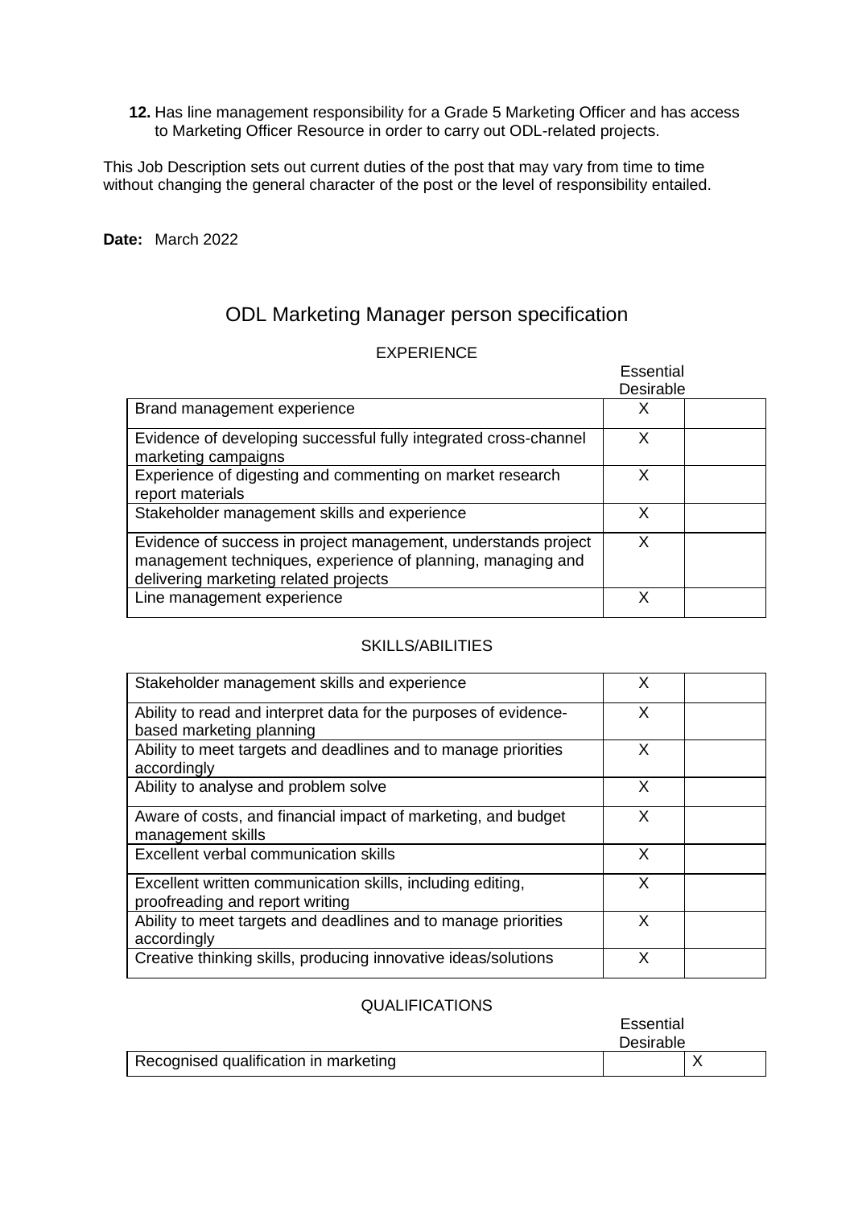12. Has line management responsibility for a Grade 5 Marketing Officer and has access to Marketing Officer Resource in order to carry out ODL-related projects.

This Job Description sets out current duties of the post that may vary from time to time without changing the general character of the post or the level of responsibility entailed.

**Date:** March 2022

## ODL Marketing Manager person specification

### EXPERIENCE

| | Essential | Desirable |
|---|---|---|
| Brand management experience | X | |
| Evidence of developing successful fully integrated cross-channel marketing campaigns | X | |
| Experience of digesting and commenting on market research report materials | X | |
| Stakeholder management skills and experience | X | |
| Evidence of success in project management, understands project management techniques, experience of planning, managing and delivering marketing related projects | X | |
| Line management experience | X | |

### SKILLS/ABILITIES

| | | |
|---|---|---|
| Stakeholder management skills and experience | X | |
| Ability to read and interpret data for the purposes of evidence-based marketing planning | X | |
| Ability to meet targets and deadlines and to manage priorities accordingly | X | |
| Ability to analyse and problem solve | X | |
| Aware of costs, and financial impact of marketing, and budget management skills | X | |
| Excellent verbal communication skills | X | |
| Excellent written communication skills, including editing, proofreading and report writing | X | |
| Ability to meet targets and deadlines and to manage priorities accordingly | X | |
| Creative thinking skills, producing innovative ideas/solutions | X | |

### QUALIFICATIONS

| | Essential | Desirable |
|---|---|---|
| Recognised qualification in marketing | | X |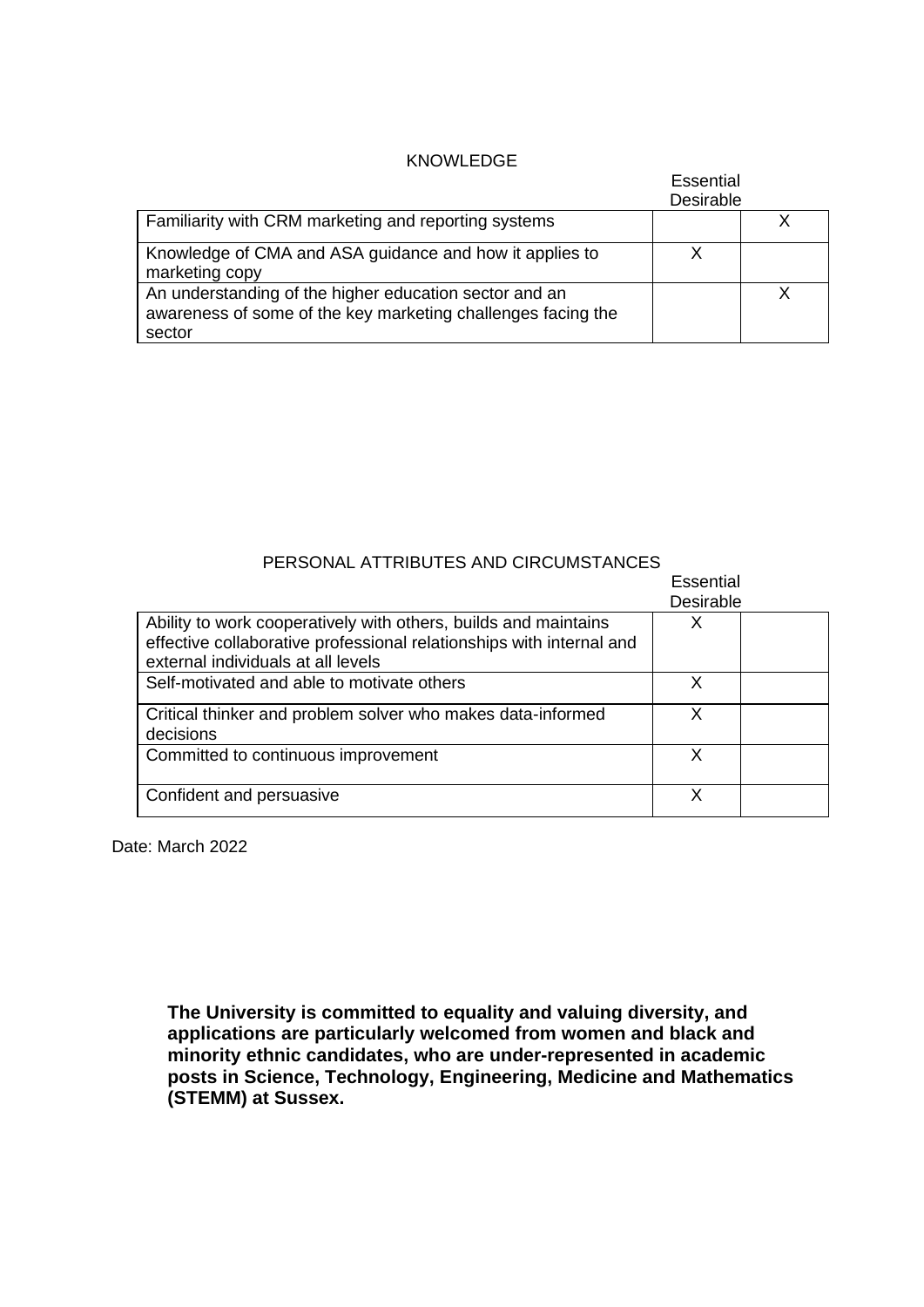## KNOWLEDGE

| | Essential | Desirable |
|---|---|---|
| Familiarity with CRM marketing and reporting systems | | X |
| Knowledge of CMA and ASA guidance and how it applies to marketing copy | X | |
| An understanding of the higher education sector and an awareness of some of the key marketing challenges facing the sector | | X |

## PERSONAL ATTRIBUTES AND CIRCUMSTANCES

| | Essential | Desirable |
|---|---|---|
| Ability to work cooperatively with others, builds and maintains effective collaborative professional relationships with internal and external individuals at all levels | X | |
| Self-motivated and able to motivate others | X | |
| Critical thinker and problem solver who makes data-informed decisions | X | |
| Committed to continuous improvement | X | |
| Confident and persuasive | X | |

Date: March 2022

**The University is committed to equality and valuing diversity, and applications are particularly welcomed from women and black and minority ethnic candidates, who are under-represented in academic posts in Science, Technology, Engineering, Medicine and Mathematics (STEMM) at Sussex.**